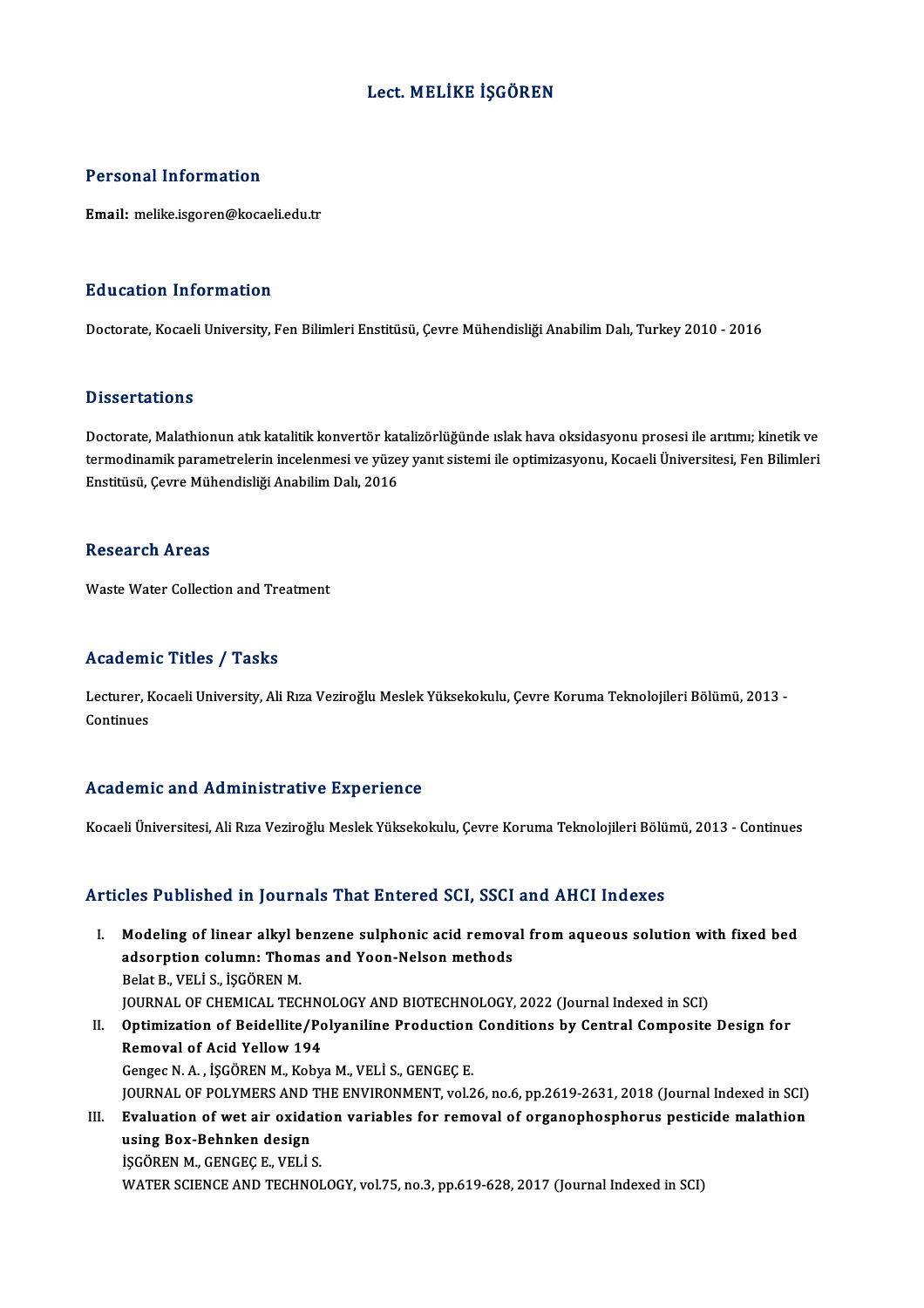# Lect. MELİKE İŞGÖREN

## Personal Information

**Email:** melike.isgoren@kocaeli.edu.tr

## Education Information

Doctorate, Kocaeli University, Fen Bilimleri Enstitüsü, Çevre Mühendisliği Anabilim Dalı, Turkey 2010 - 2016

## Dissertations

Doctorate, Malathionun atık katalitik konvertör katalizörlüğünde ıslak hava oksidasyonu prosesi ile arıtımı; kinetik ve termodinamik parametrelerin incelenmesi ve yüzey yanıt sistemi ile optimizasyonu, Kocaeli Üniversitesi, Fen Bilimleri Enstitüsü, Çevre Mühendisliği Anabilim Dalı, 2016

## Research Areas

Waste Water Collection and Treatment

## Academic Titles / Tasks

Lecturer, Kocaeli University, Ali Rıza Veziroğlu Meslek Yüksekokulu, Çevre Koruma Teknolojileri Bölümü, 2013 - Continues

## Academic and Administrative Experience

Kocaeli Üniversitesi, Ali Rıza Veziroğlu Meslek Yüksekokulu, Çevre Koruma Teknolojileri Bölümü, 2013 - Continues

## Articles Published in Journals That Entered SCI, SSCI and AHCI Indexes

I. **Modeling of linear alkyl benzene sulphonic acid removal from aqueous solution with fixed bed adsorption column: Thomas and Yoon-Nelson methods**
   Belat B., VELİ S., İŞGÖREN M.
   JOURNAL OF CHEMICAL TECHNOLOGY AND BIOTECHNOLOGY, 2022 (Journal Indexed in SCI)

II. **Optimization of Beidellite/Polyaniline Production Conditions by Central Composite Design for Removal of Acid Yellow 194**
   Gengec N. A. , İŞGÖREN M., Kobya M., VELİ S., GENGEÇ E.
   JOURNAL OF POLYMERS AND THE ENVIRONMENT, vol.26, no.6, pp.2619-2631, 2018 (Journal Indexed in SCI)

III. **Evaluation of wet air oxidation variables for removal of organophosphorus pesticide malathion using Box-Behnken design**
   İŞGÖREN M., GENGEÇ E., VELİ S.
   WATER SCIENCE AND TECHNOLOGY, vol.75, no.3, pp.619-628, 2017 (Journal Indexed in SCI)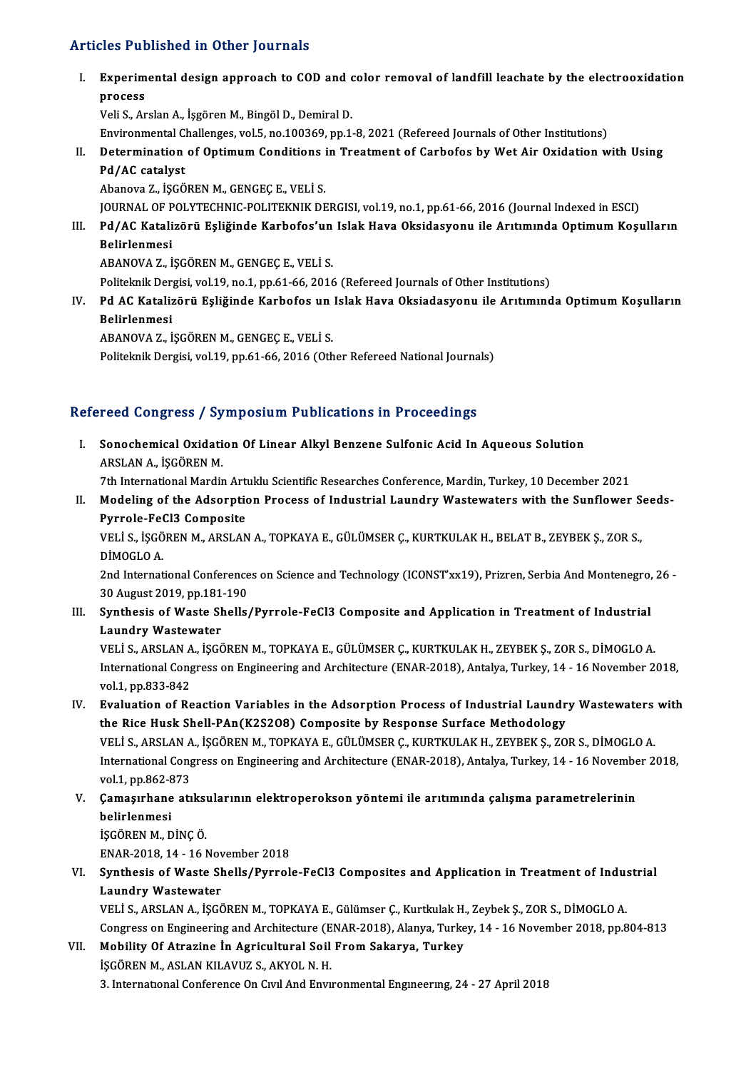## Articles Published in Other Journals

I. **Experimental design approach to COD and color removal of landfill leachate by the electrooxidation process**
   Veli S., Arslan A., İşgören M., Bingöl D., Demiral D.
   Environmental Challenges, vol.5, no.100369, pp.1-8, 2021 (Refereed Journals of Other Institutions)

II. **Determination of Optimum Conditions in Treatment of Carbofos by Wet Air Oxidation with Using Pd/AC catalyst**
   Abanova Z., İŞGÖREN M., GENGEÇ E., VELİ S.
   JOURNAL OF POLYTECHNIC-POLITEKNIK DERGISI, vol.19, no.1, pp.61-66, 2016 (Journal Indexed in ESCI)

III. **Pd/AC Katalizörü Eşliğinde Karbofos'un Islak Hava Oksidasyonu ile Arıtımında Optimum Koşulların Belirlenmesi**
   ABANOVA Z., İŞGÖREN M., GENGEÇ E., VELİ S.
   Politeknik Dergisi, vol.19, no.1, pp.61-66, 2016 (Refereed Journals of Other Institutions)

IV. **Pd AC Katalizörü Eşliğinde Karbofos un Islak Hava Oksiadasyonu ile Arıtımında Optimum Koşulların Belirlenmesi**
   ABANOVA Z., İŞGÖREN M., GENGEÇ E., VELİ S.
   Politeknik Dergisi, vol.19, pp.61-66, 2016 (Other Refereed National Journals)

## Refereed Congress / Symposium Publications in Proceedings

I. **Sonochemical Oxidation Of Linear Alkyl Benzene Sulfonic Acid In Aqueous Solution**
   ARSLAN A., İŞGÖREN M.
   7th International Mardin Artuklu Scientific Researches Conference, Mardin, Turkey, 10 December 2021

II. **Modeling of the Adsorption Process of Industrial Laundry Wastewaters with the Sunflower Seeds-Pyrrole-FeCl3 Composite**
   VELİ S., İŞGÖREN M., ARSLAN A., TOPKAYA E., GÜLÜMSER Ç., KURTKULAK H., BELAT B., ZEYBEK Ş., ZOR S., DİMOGLO A.
   2nd International Conferences on Science and Technology (ICONST'xx19), Prizren, Serbia And Montenegro, 26 - 30 August 2019, pp.181-190

III. **Synthesis of Waste Shells/Pyrrole-FeCl3 Composite and Application in Treatment of Industrial Laundry Wastewater**
   VELİ S., ARSLAN A., İŞGÖREN M., TOPKAYA E., GÜLÜMSER Ç., KURTKULAK H., ZEYBEK Ş., ZOR S., DİMOGLO A.
   International Congress on Engineering and Architecture (ENAR-2018), Antalya, Turkey, 14 - 16 November 2018, vol.1, pp.833-842

IV. **Evaluation of Reaction Variables in the Adsorption Process of Industrial Laundry Wastewaters with the Rice Husk Shell-PAn(K2S2O8) Composite by Response Surface Methodology**
   VELİ S., ARSLAN A., İŞGÖREN M., TOPKAYA E., GÜLÜMSER Ç., KURTKULAK H., ZEYBEK Ş., ZOR S., DİMOGLO A.
   International Congress on Engineering and Architecture (ENAR-2018), Antalya, Turkey, 14 - 16 November 2018, vol.1, pp.862-873

V. **Çamaşırhane atıksularının elektroperokson yöntemi ile arıtımında çalışma parametrelerinin belirlenmesi**
   İŞGÖREN M., DİNÇ Ö.
   ENAR-2018, 14 - 16 November 2018

VI. **Synthesis of Waste Shells/Pyrrole-FeCl3 Composites and Application in Treatment of Industrial Laundry Wastewater**
   VELİ S., ARSLAN A., İŞGÖREN M., TOPKAYA E., Gülümser Ç., Kurtkulak H., Zeybek Ş., ZOR S., DİMOGLO A.
   Congress on Engineering and Architecture (ENAR-2018), Alanya, Turkey, 14 - 16 November 2018, pp.804-813

VII. **Mobility Of Atrazine İn Agricultural Soil From Sakarya, Turkey**
   İŞGÖREN M., ASLAN KILAVUZ S., AKYOL N. H.
   3. International Conference On Cıvıl And Envıronmental Engıneerıng, 24 - 27 April 2018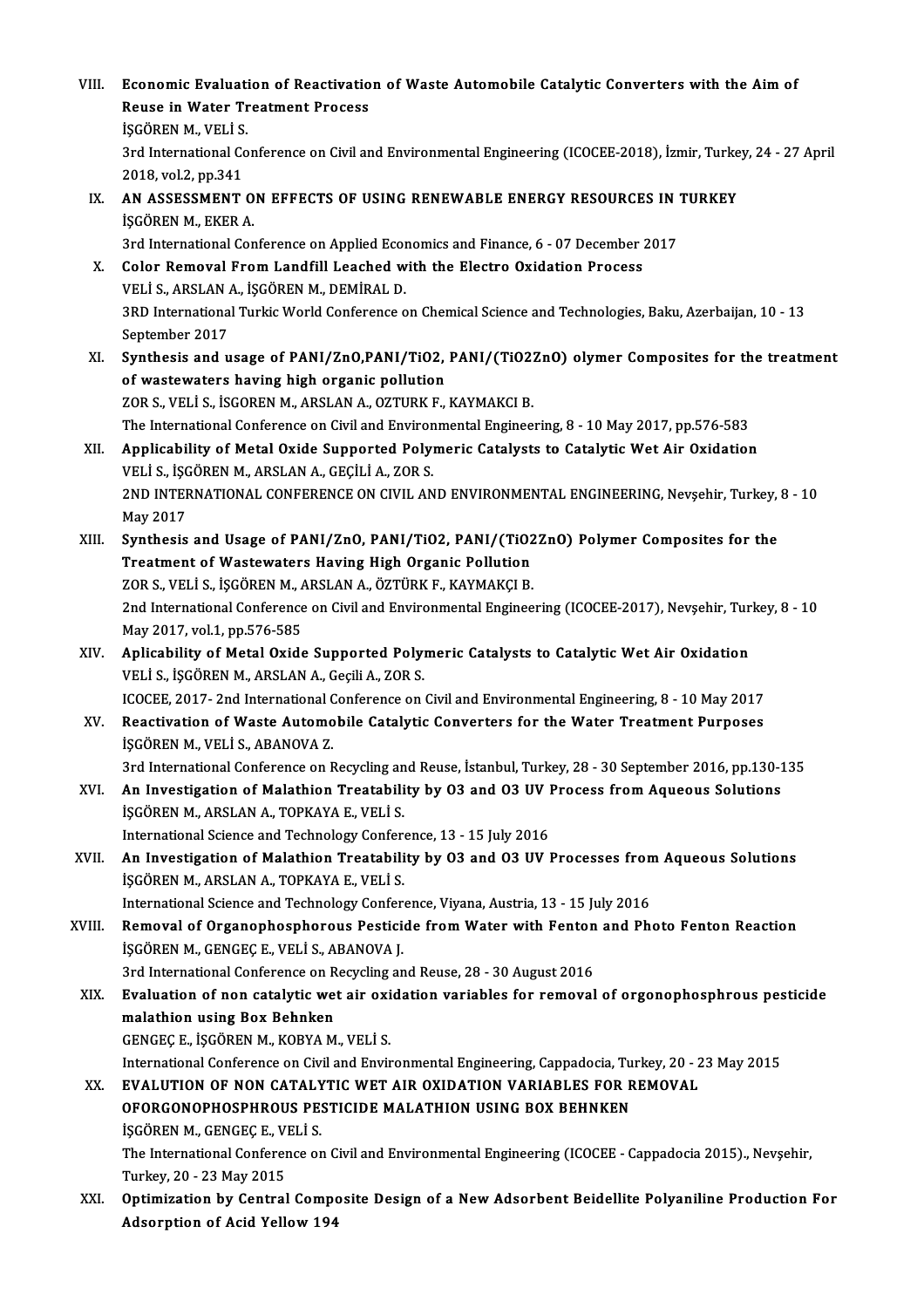VIII. **Economic Evaluation of Reactivation of Waste Automobile Catalytic Converters with the Aim of Reuse in Water Treatment Process**
İŞGÖREN M., VELİ S.
3rd International Conference on Civil and Environmental Engineering (ICOCEE-2018), İzmir, Turkey, 24 - 27 April 2018, vol.2, pp.341

IX. **AN ASSESSMENT ON EFFECTS OF USING RENEWABLE ENERGY RESOURCES IN TURKEY**
İŞGÖREN M., EKER A.
3rd International Conference on Applied Economics and Finance, 6 - 07 December 2017

X. **Color Removal From Landfill Leached with the Electro Oxidation Process**
VELİ S., ARSLAN A., İŞGÖREN M., DEMİRAL D.
3RD International Turkic World Conference on Chemical Science and Technologies, Baku, Azerbaijan, 10 - 13 September 2017

XI. **Synthesis and usage of PANI/ZnO,PANI/TiO2, PANI/(TiO2ZnO) olymer Composites for the treatment of wastewaters having high organic pollution**
ZOR S., VELİ S., İSGOREN M., ARSLAN A., OZTURK F., KAYMAKCI B.
The International Conference on Civil and Environmental Engineering, 8 - 10 May 2017, pp.576-583

XII. **Applicability of Metal Oxide Supported Polymeric Catalysts to Catalytic Wet Air Oxidation**
VELİ S., İŞGÖREN M., ARSLAN A., GEÇİLİ A., ZOR S.
2ND INTERNATIONAL CONFERENCE ON CIVIL AND ENVIRONMENTAL ENGINEERING, Nevşehir, Turkey, 8 - 10 May 2017

XIII. **Synthesis and Usage of PANI/ZnO, PANI/TiO2, PANI/(TiO2ZnO) Polymer Composites for the Treatment of Wastewaters Having High Organic Pollution**
ZOR S., VELİ S., İŞGÖREN M., ARSLAN A., ÖZTÜRK F., KAYMAKÇI B.
2nd International Conference on Civil and Environmental Engineering (ICOCEE-2017), Nevşehir, Turkey, 8 - 10 May 2017, vol.1, pp.576-585

XIV. **Aplicability of Metal Oxide Supported Polymeric Catalysts to Catalytic Wet Air Oxidation**
VELİ S., İŞGÖREN M., ARSLAN A., Geçili A., ZOR S.
ICOCEE, 2017- 2nd International Conference on Civil and Environmental Engineering, 8 - 10 May 2017

XV. **Reactivation of Waste Automobile Catalytic Converters for the Water Treatment Purposes**
İŞGÖREN M., VELİ S., ABANOVA Z.
3rd International Conference on Recycling and Reuse, İstanbul, Turkey, 28 - 30 September 2016, pp.130-135

XVI. **An Investigation of Malathion Treatability by O3 and O3 UV Process from Aqueous Solutions**
İŞGÖREN M., ARSLAN A., TOPKAYA E., VELİ S.
International Science and Technology Conference, 13 - 15 July 2016

XVII. **An Investigation of Malathion Treatability by O3 and O3 UV Processes from Aqueous Solutions**
İŞGÖREN M., ARSLAN A., TOPKAYA E., VELİ S.
International Science and Technology Conference, Viyana, Austria, 13 - 15 July 2016

XVIII. **Removal of Organophosphorous Pesticide from Water with Fenton and Photo Fenton Reaction**
İŞGÖREN M., GENGEÇ E., VELİ S., ABANOVA J.
3rd International Conference on Recycling and Reuse, 28 - 30 August 2016

XIX. **Evaluation of non catalytic wet air oxidation variables for removal of orgonophosphrous pesticide malathion using Box Behnken**
GENGEÇ E., İŞGÖREN M., KOBYA M., VELİ S.
International Conference on Civil and Environmental Engineering, Cappadocia, Turkey, 20 - 23 May 2015

XX. **EVALUTION OF NON CATALYTIC WET AIR OXIDATION VARIABLES FOR REMOVAL OFORGONOPHOSPHROUS PESTICIDE MALATHION USING BOX BEHNKEN**
İŞGÖREN M., GENGEÇ E., VELİ S.
The International Conference on Civil and Environmental Engineering (ICOCEE - Cappadocia 2015)., Nevşehir, Turkey, 20 - 23 May 2015

XXI. **Optimization by Central Composite Design of a New Adsorbent Beidellite Polyaniline Production For Adsorption of Acid Yellow 194**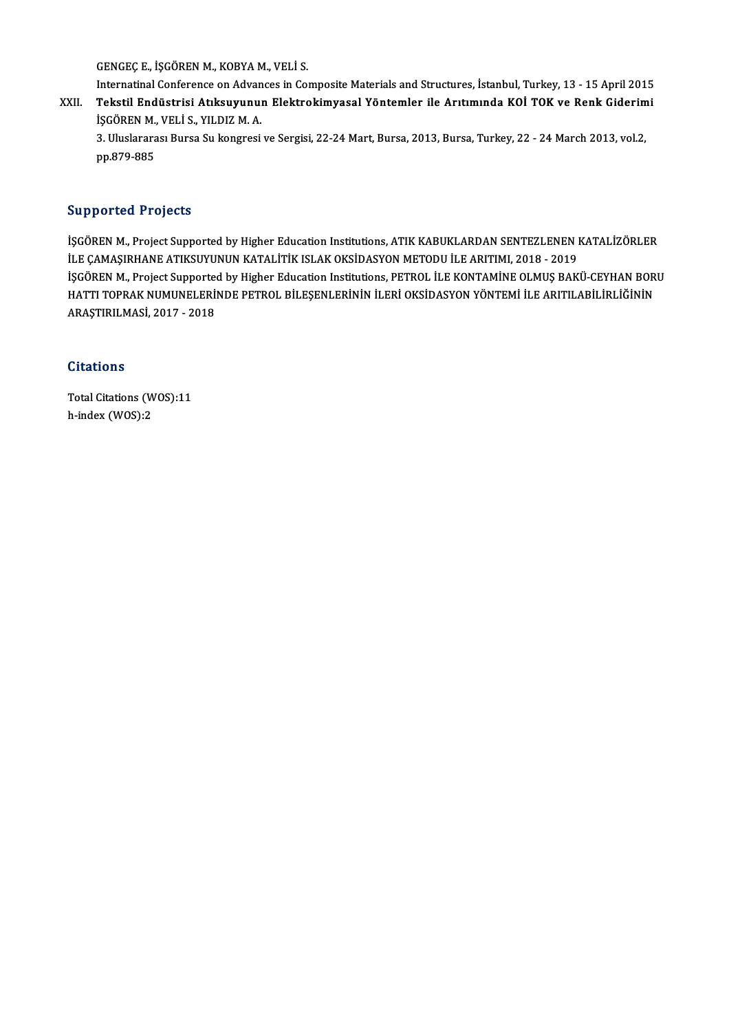GENGEÇ E., İŞGÖREN M., KOBYA M., VELİ S.

Internatinal Conference on Advances in Composite Materials and Structures, İstanbul, Turkey, 13 - 15 April 2015

XXII. **Tekstil Endüstrisi Atıksuyunun Elektrokimyasal Yöntemler ile Arıtımında KOİ TOK ve Renk Giderimi**

İŞGÖREN M., VELİ S., YILDIZ M. A.

3. Uluslararası Bursa Su kongresi ve Sergisi, 22-24 Mart, Bursa, 2013, Bursa, Turkey, 22 - 24 March 2013, vol.2, pp.879-885

## Supported Projects

İŞGÖREN M., Project Supported by Higher Education Institutions, ATIK KABUKLARDAN SENTEZLENEN KATALİZÖRLER İLE ÇAMAŞIRHANE ATIKSUYUNUN KATALİTİK ISLAK OKSİDASYON METODU İLE ARITIMI, 2018 - 2019

İŞGÖREN M., Project Supported by Higher Education Institutions, PETROL İLE KONTAMİNE OLMUŞ BAKÜ-CEYHAN BORU HATTI TOPRAK NUMUNELERİNDE PETROL BİLEŞENLERİNİN İLERİ OKSİDASYON YÖNTEMİ İLE ARITILABİLİRLİĞİNİN ARAŞTIRILMASİ, 2017 - 2018

## Citations

Total Citations (WOS):11

h-index (WOS):2